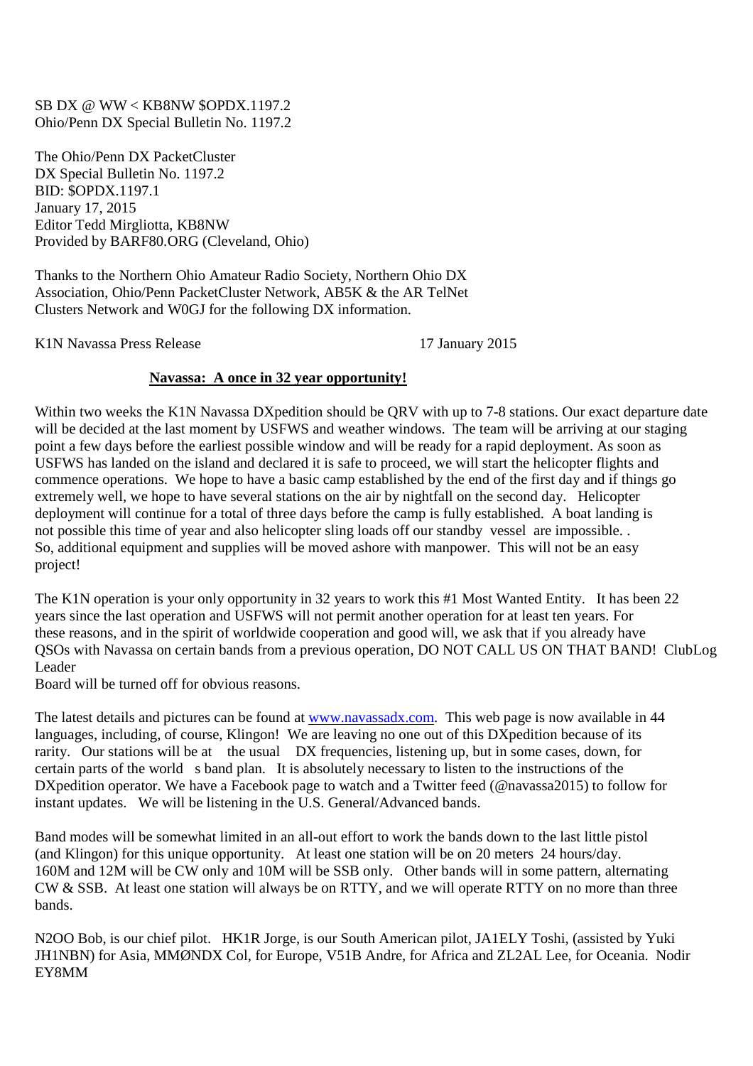SB DX @ WW < KB8NW $OPDX.1197.2
Ohio/Penn DX Special Bulletin No. 1197.2

The Ohio/Penn DX PacketCluster
DX Special Bulletin No. 1197.2
BID: $OPDX.1197.1
January 17, 2015
Editor Tedd Mirgliotta, KB8NW
Provided by BARF80.ORG (Cleveland, Ohio)

Thanks to the Northern Ohio Amateur Radio Society, Northern Ohio DX Association, Ohio/Penn PacketCluster Network, AB5K & the AR TelNet Clusters Network and W0GJ for the following DX information.

K1N Navassa Press Release 17 January 2015

**Navassa: A once in 32 year opportunity!**

Within two weeks the K1N Navassa DXpedition should be QRV with up to 7-8 stations. Our exact departure date will be decided at the last moment by USFWS and weather windows. The team will be arriving at our staging point a few days before the earliest possible window and will be ready for a rapid deployment. As soon as USFWS has landed on the island and declared it is safe to proceed, we will start the helicopter flights and commence operations. We hope to have a basic camp established by the end of the first day and if things go extremely well, we hope to have several stations on the air by nightfall on the second day. Helicopter deployment will continue for a total of three days before the camp is fully established. A boat landing is not possible this time of year and also helicopter sling loads off our standby vessel are impossible. . So, additional equipment and supplies will be moved ashore with manpower. This will not be an easy project!

The K1N operation is your only opportunity in 32 years to work this #1 Most Wanted Entity. It has been 22 years since the last operation and USFWS will not permit another operation for at least ten years. For these reasons, and in the spirit of worldwide cooperation and good will, we ask that if you already have QSOs with Navassa on certain bands from a previous operation, DO NOT CALL US ON THAT BAND! ClubLog Leader
Board will be turned off for obvious reasons.

The latest details and pictures can be found at www.navassadx.com. This web page is now available in 44 languages, including, of course, Klingon! We are leaving no one out of this DXpedition because of its rarity. Our stations will be at the usual DX frequencies, listening up, but in some cases, down, for certain parts of the world s band plan. It is absolutely necessary to listen to the instructions of the DXpedition operator. We have a Facebook page to watch and a Twitter feed (@navassa2015) to follow for instant updates. We will be listening in the U.S. General/Advanced bands.

Band modes will be somewhat limited in an all-out effort to work the bands down to the last little pistol (and Klingon) for this unique opportunity. At least one station will be on 20 meters 24 hours/day. 160M and 12M will be CW only and 10M will be SSB only. Other bands will in some pattern, alternating CW & SSB. At least one station will always be on RTTY, and we will operate RTTY on no more than three bands.

N2OO Bob, is our chief pilot. HK1R Jorge, is our South American pilot, JA1ELY Toshi, (assisted by Yuki JH1NBN) for Asia, MMØNDX Col, for Europe, V51B Andre, for Africa and ZL2AL Lee, for Oceania. Nodir EY8MM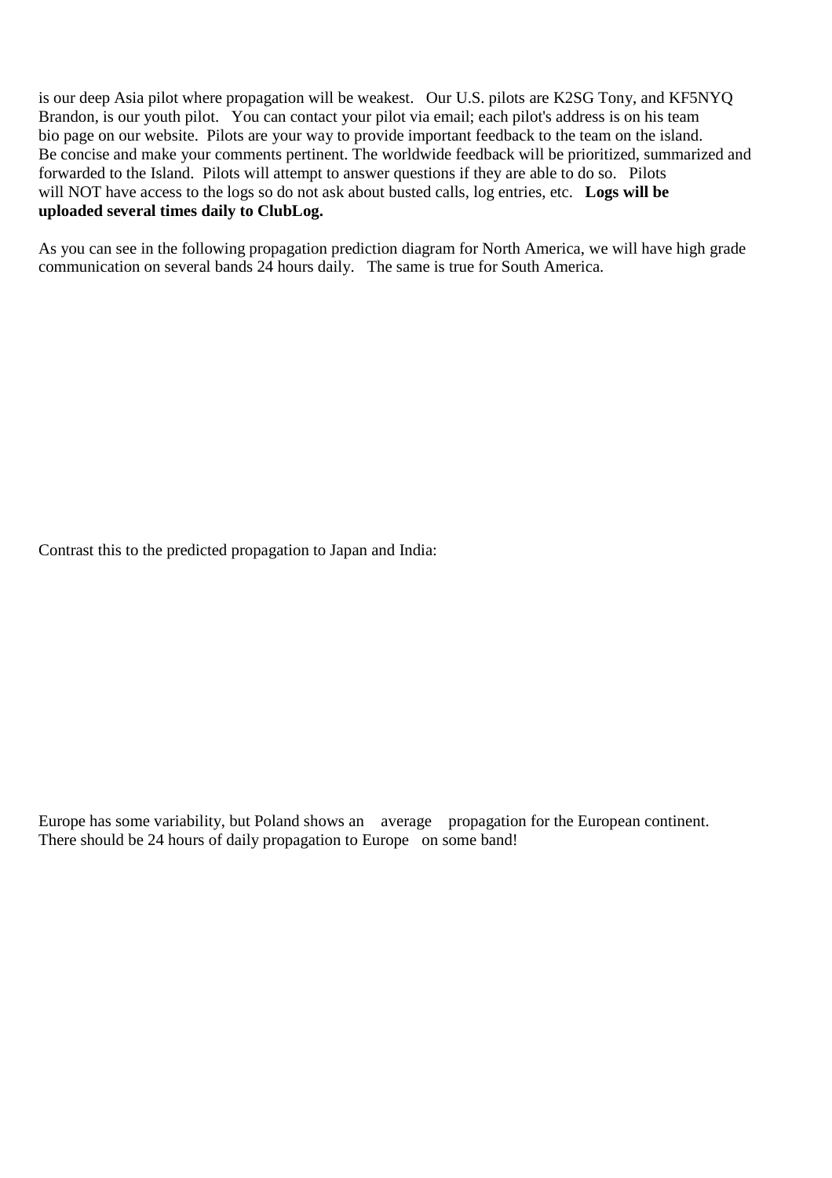is our deep Asia pilot where propagation will be weakest. Our U.S. pilots are K2SG Tony, and KF5NYQ Brandon, is our youth pilot. You can contact your pilot via email; each pilot's address is on his team bio page on our website. Pilots are your way to provide important feedback to the team on the island. Be concise and make your comments pertinent. The worldwide feedback will be prioritized, summarized and forwarded to the Island. Pilots will attempt to answer questions if they are able to do so. Pilots will NOT have access to the logs so do not ask about busted calls, log entries, etc. **Logs will be uploaded several times daily to ClubLog.**

As you can see in the following propagation prediction diagram for North America, we will have high grade communication on several bands 24 hours daily. The same is true for South America.

Contrast this to the predicted propagation to Japan and India:

Europe has some variability, but Poland shows an average propagation for the European continent. There should be 24 hours of daily propagation to Europe on some band!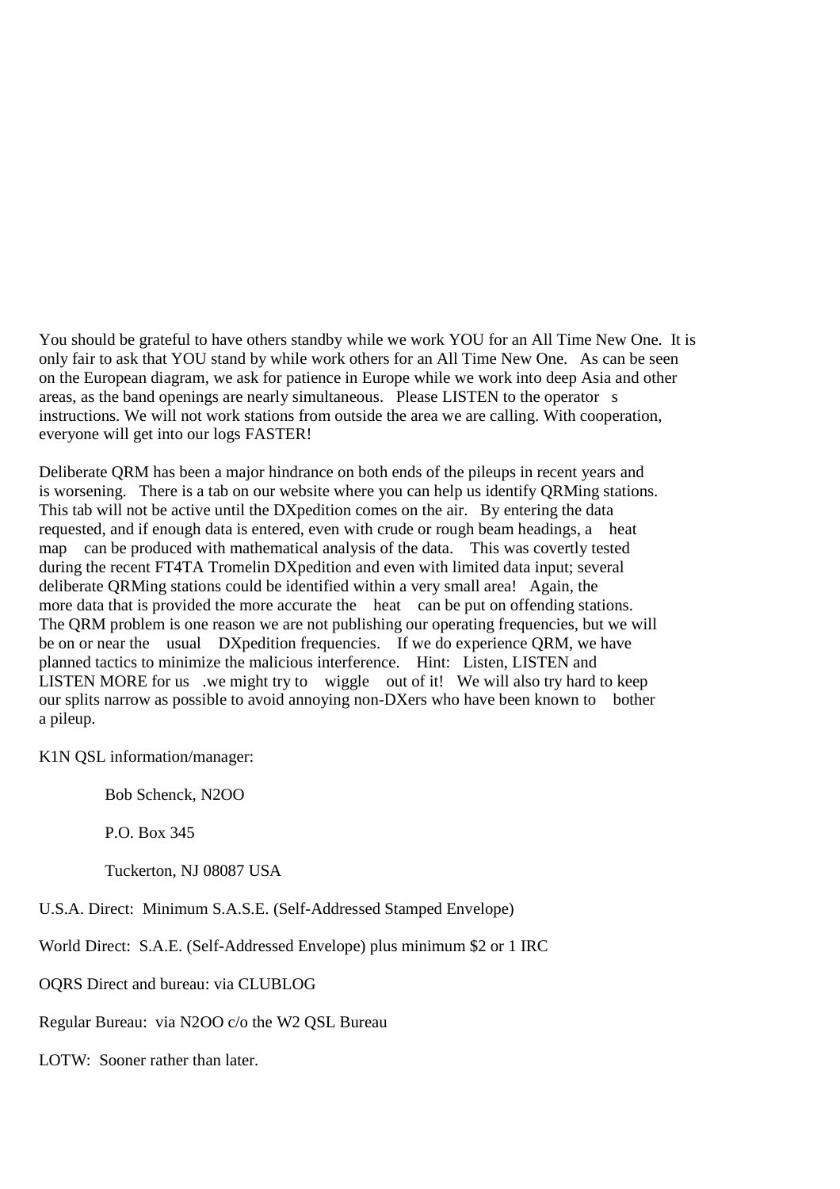You should be grateful to have others standby while we work YOU for an All Time New One. It is only fair to ask that YOU stand by while work others for an All Time New One. As can be seen on the European diagram, we ask for patience in Europe while we work into deep Asia and other areas, as the band openings are nearly simultaneous. Please LISTEN to the operator s instructions. We will not work stations from outside the area we are calling. With cooperation, everyone will get into our logs FASTER!

Deliberate QRM has been a major hindrance on both ends of the pileups in recent years and is worsening. There is a tab on our website where you can help us identify QRMing stations. This tab will not be active until the DXpedition comes on the air. By entering the data requested, and if enough data is entered, even with crude or rough beam headings, a heat map can be produced with mathematical analysis of the data. This was covertly tested during the recent FT4TA Tromelin DXpedition and even with limited data input; several deliberate QRMing stations could be identified within a very small area! Again, the more data that is provided the more accurate the heat can be put on offending stations. The QRM problem is one reason we are not publishing our operating frequencies, but we will be on or near the usual DXpedition frequencies. If we do experience QRM, we have planned tactics to minimize the malicious interference. Hint: Listen, LISTEN and LISTEN MORE for us .we might try to wiggle out of it! We will also try hard to keep our splits narrow as possible to avoid annoying non-DXers who have been known to bother a pileup.

K1N QSL information/manager:

Bob Schenck, N2OO

P.O. Box 345

Tuckerton, NJ 08087 USA

U.S.A. Direct: Minimum S.A.S.E. (Self-Addressed Stamped Envelope)

World Direct: S.A.E. (Self-Addressed Envelope) plus minimum $2 or 1 IRC

OQRS Direct and bureau: via CLUBLOG

Regular Bureau: via N2OO c/o the W2 QSL Bureau

LOTW: Sooner rather than later.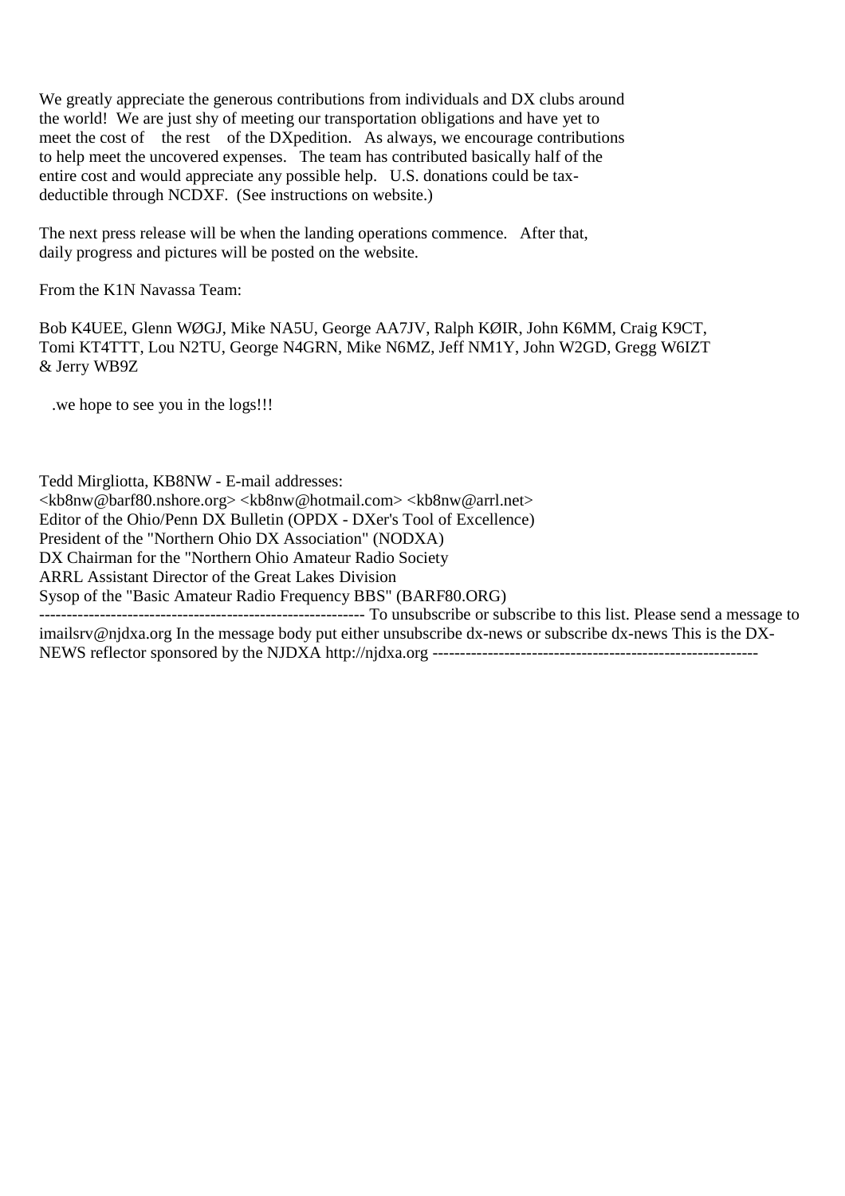We greatly appreciate the generous contributions from individuals and DX clubs around the world! We are just shy of meeting our transportation obligations and have yet to meet the cost of the rest of the DXpedition. As always, we encourage contributions to help meet the uncovered expenses. The team has contributed basically half of the entire cost and would appreciate any possible help. U.S. donations could be tax-deductible through NCDXF. (See instructions on website.)

The next press release will be when the landing operations commence. After that, daily progress and pictures will be posted on the website.

From the K1N Navassa Team:

Bob K4UEE, Glenn WØGJ, Mike NA5U, George AA7JV, Ralph KØIR, John K6MM, Craig K9CT, Tomi KT4TTT, Lou N2TU, George N4GRN, Mike N6MZ, Jeff NM1Y, John W2GD, Gregg W6IZT & Jerry WB9Z

.we hope to see you in the logs!!!

Tedd Mirgliotta, KB8NW - E-mail addresses:
<kb8nw@barf80.nshore.org> <kb8nw@hotmail.com> <kb8nw@arrl.net>
Editor of the Ohio/Penn DX Bulletin (OPDX - DXer's Tool of Excellence)
President of the "Northern Ohio DX Association" (NODXA)
DX Chairman for the "Northern Ohio Amateur Radio Society
ARRL Assistant Director of the Great Lakes Division
Sysop of the "Basic Amateur Radio Frequency BBS" (BARF80.ORG)
---------------------------------------------------------- To unsubscribe or subscribe to this list. Please send a message to imailsrv@njdxa.org In the message body put either unsubscribe dx-news or subscribe dx-news This is the DX-NEWS reflector sponsored by the NJDXA http://njdxa.org ----------------------------------------------------------